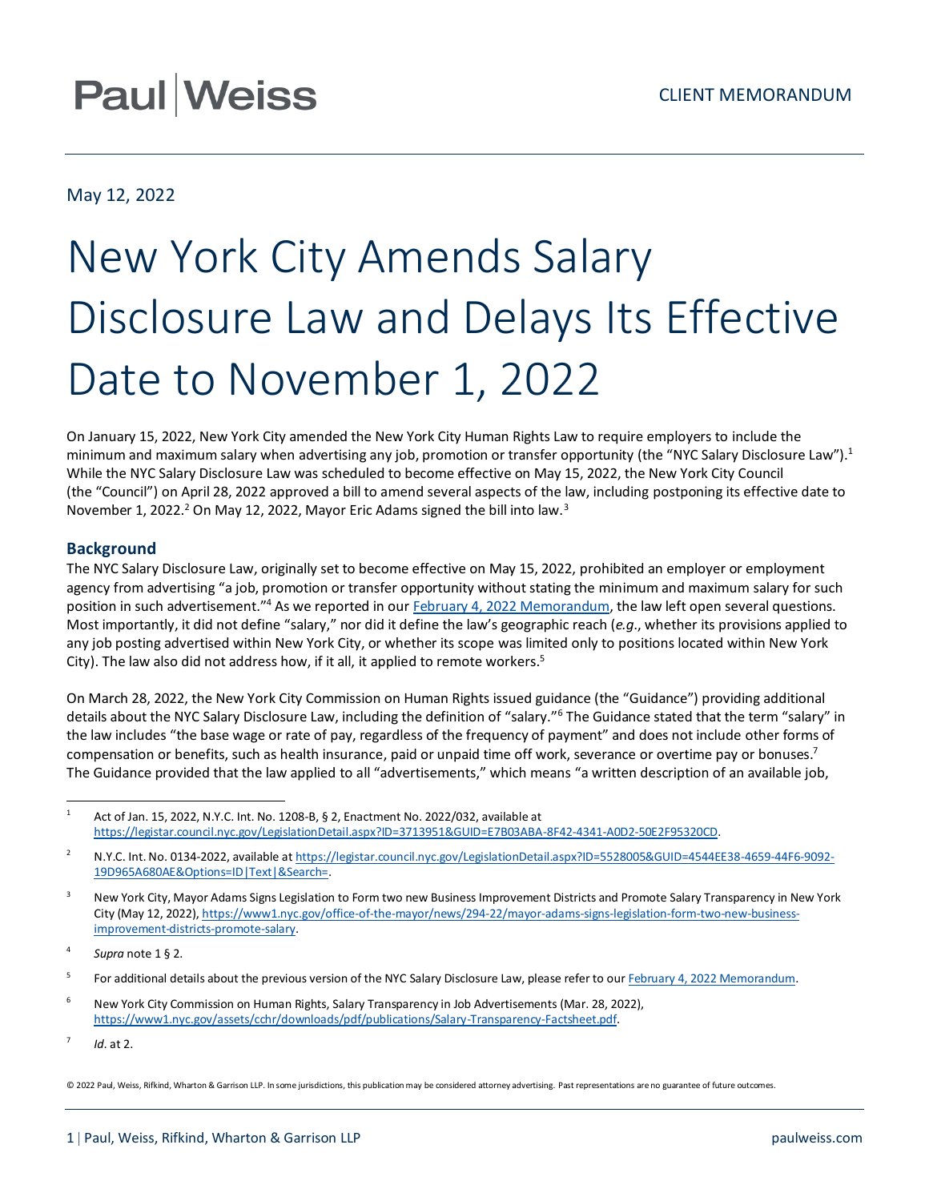Paul | Weiss

CLIENT MEMORANDUM

May 12, 2022

# New York City Amends Salary Disclosure Law and Delays Its Effective Date to November 1, 2022

On January 15, 2022, New York City amended the New York City Human Rights Law to require employers to include the minimum and maximum salary when advertising any job, promotion or transfer opportunity (the "NYC Salary Disclosure Law").[1] While the NYC Salary Disclosure Law was scheduled to become effective on May 15, 2022, the New York City Council (the "Council") on April 28, 2022 approved a bill to amend several aspects of the law, including postponing its effective date to November 1, 2022.[2] On May 12, 2022, Mayor Eric Adams signed the bill into law.[3]

## Background

The NYC Salary Disclosure Law, originally set to become effective on May 15, 2022, prohibited an employer or employment agency from advertising "a job, promotion or transfer opportunity without stating the minimum and maximum salary for such position in such advertisement."[4] As we reported in our [February 4, 2022 Memorandum](), the law left open several questions. Most importantly, it did not define "salary," nor did it define the law's geographic reach (*e.g.*, whether its provisions applied to any job posting advertised within New York City, or whether its scope was limited only to positions located within New York City). The law also did not address how, if it all, it applied to remote workers.[5]

On March 28, 2022, the New York City Commission on Human Rights issued guidance (the "Guidance") providing additional details about the NYC Salary Disclosure Law, including the definition of "salary."[6] The Guidance stated that the term "salary" in the law includes "the base wage or rate of pay, regardless of the frequency of payment" and does not include other forms of compensation or benefits, such as health insurance, paid or unpaid time off work, severance or overtime pay or bonuses.[7] The Guidance provided that the law applied to all "advertisements," which means "a written description of an available job,

---

[1] Act of Jan. 15, 2022, N.Y.C. Int. No. 1208-B, § 2, Enactment No. 2022/032, available at https://legistar.council.nyc.gov/LegislationDetail.aspx?ID=3713951&GUID=E7B03ABA-8F42-4341-A0D2-50E2F95320CD.

[2] N.Y.C. Int. No. 0134-2022, available at https://legistar.council.nyc.gov/LegislationDetail.aspx?ID=5528005&GUID=4544EE38-4659-44F6-9092-19D965A680AE&Options=ID|Text|&Search=.

[3] New York City, Mayor Adams Signs Legislation to Form two new Business Improvement Districts and Promote Salary Transparency in New York City (May 12, 2022), https://www1.nyc.gov/office-of-the-mayor/news/294-22/mayor-adams-signs-legislation-form-two-new-business-improvement-districts-promote-salary.

[4] *Supra* note 1 § 2.

[5] For additional details about the previous version of the NYC Salary Disclosure Law, please refer to our [February 4, 2022 Memorandum]().

[6] New York City Commission on Human Rights, Salary Transparency in Job Advertisements (Mar. 28, 2022), https://www1.nyc.gov/assets/cchr/downloads/pdf/publications/Salary-Transparency-Factsheet.pdf.

[7] *Id*. at 2.

© 2022 Paul, Weiss, Rifkind, Wharton & Garrison LLP. In some jurisdictions, this publication may be considered attorney advertising. Past representations are no guarantee of future outcomes.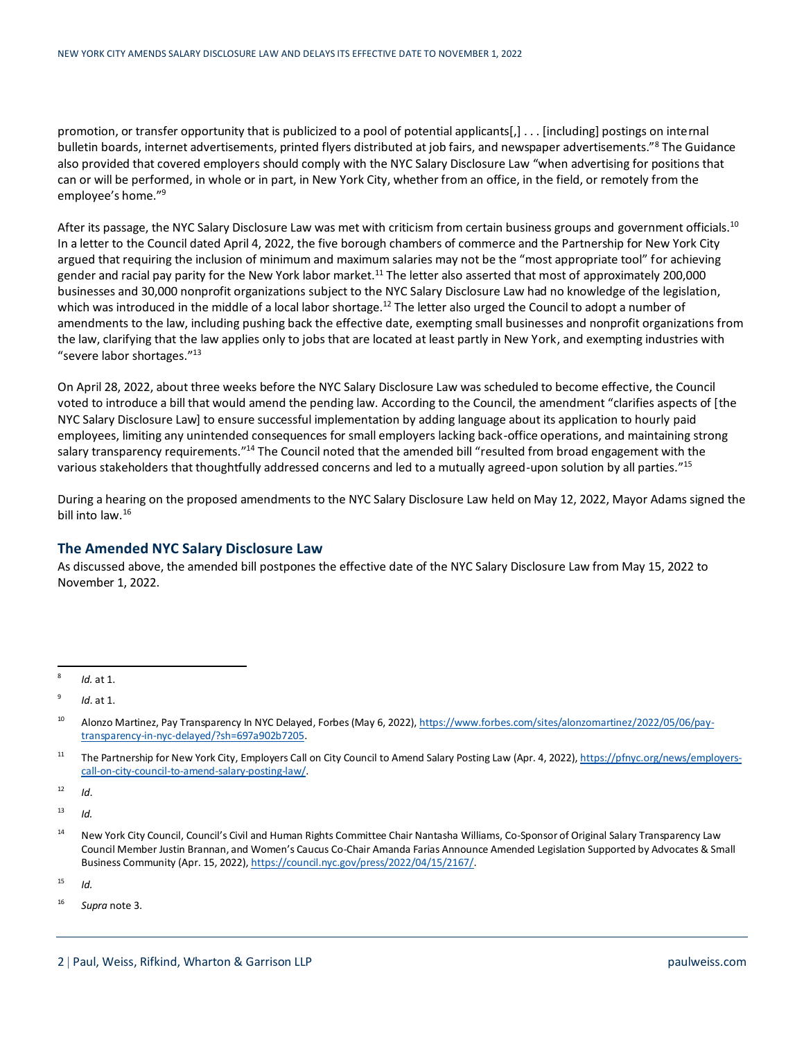promotion, or transfer opportunity that is publicized to a pool of potential applicants[,] . . . [including] postings on internal bulletin boards, internet advertisements, printed flyers distributed at job fairs, and newspaper advertisements."[8] The Guidance also provided that covered employers should comply with the NYC Salary Disclosure Law "when advertising for positions that can or will be performed, in whole or in part, in New York City, whether from an office, in the field, or remotely from the employee's home."[9]

After its passage, the NYC Salary Disclosure Law was met with criticism from certain business groups and government officials.[10] In a letter to the Council dated April 4, 2022, the five borough chambers of commerce and the Partnership for New York City argued that requiring the inclusion of minimum and maximum salaries may not be the "most appropriate tool" for achieving gender and racial pay parity for the New York labor market.[11] The letter also asserted that most of approximately 200,000 businesses and 30,000 nonprofit organizations subject to the NYC Salary Disclosure Law had no knowledge of the legislation, which was introduced in the middle of a local labor shortage.[12] The letter also urged the Council to adopt a number of amendments to the law, including pushing back the effective date, exempting small businesses and nonprofit organizations from the law, clarifying that the law applies only to jobs that are located at least partly in New York, and exempting industries with "severe labor shortages."[13]

On April 28, 2022, about three weeks before the NYC Salary Disclosure Law was scheduled to become effective, the Council voted to introduce a bill that would amend the pending law. According to the Council, the amendment "clarifies aspects of [the NYC Salary Disclosure Law] to ensure successful implementation by adding language about its application to hourly paid employees, limiting any unintended consequences for small employers lacking back-office operations, and maintaining strong salary transparency requirements."[14] The Council noted that the amended bill "resulted from broad engagement with the various stakeholders that thoughtfully addressed concerns and led to a mutually agreed-upon solution by all parties."[15]

During a hearing on the proposed amendments to the NYC Salary Disclosure Law held on May 12, 2022, Mayor Adams signed the bill into law.[16]

## The Amended NYC Salary Disclosure Law

As discussed above, the amended bill postpones the effective date of the NYC Salary Disclosure Law from May 15, 2022 to November 1, 2022.

---

[8] *Id.* at 1.

[9] *Id*. at 1.

[10] Alonzo Martinez, Pay Transparency In NYC Delayed, Forbes (May 6, 2022), https://www.forbes.com/sites/alonzomartinez/2022/05/06/pay-transparency-in-nyc-delayed/?sh=697a902b7205.

[11] The Partnership for New York City, Employers Call on City Council to Amend Salary Posting Law (Apr. 4, 2022), https://pfnyc.org/news/employers-call-on-city-council-to-amend-salary-posting-law/.

[12] *Id*.

[13] *Id.*

[14] New York City Council, Council's Civil and Human Rights Committee Chair Nantasha Williams, Co-Sponsor of Original Salary Transparency Law Council Member Justin Brannan, and Women's Caucus Co-Chair Amanda Farias Announce Amended Legislation Supported by Advocates & Small Business Community (Apr. 15, 2022), https://council.nyc.gov/press/2022/04/15/2167/.

[15] *Id.*

[16] *Supra* note 3.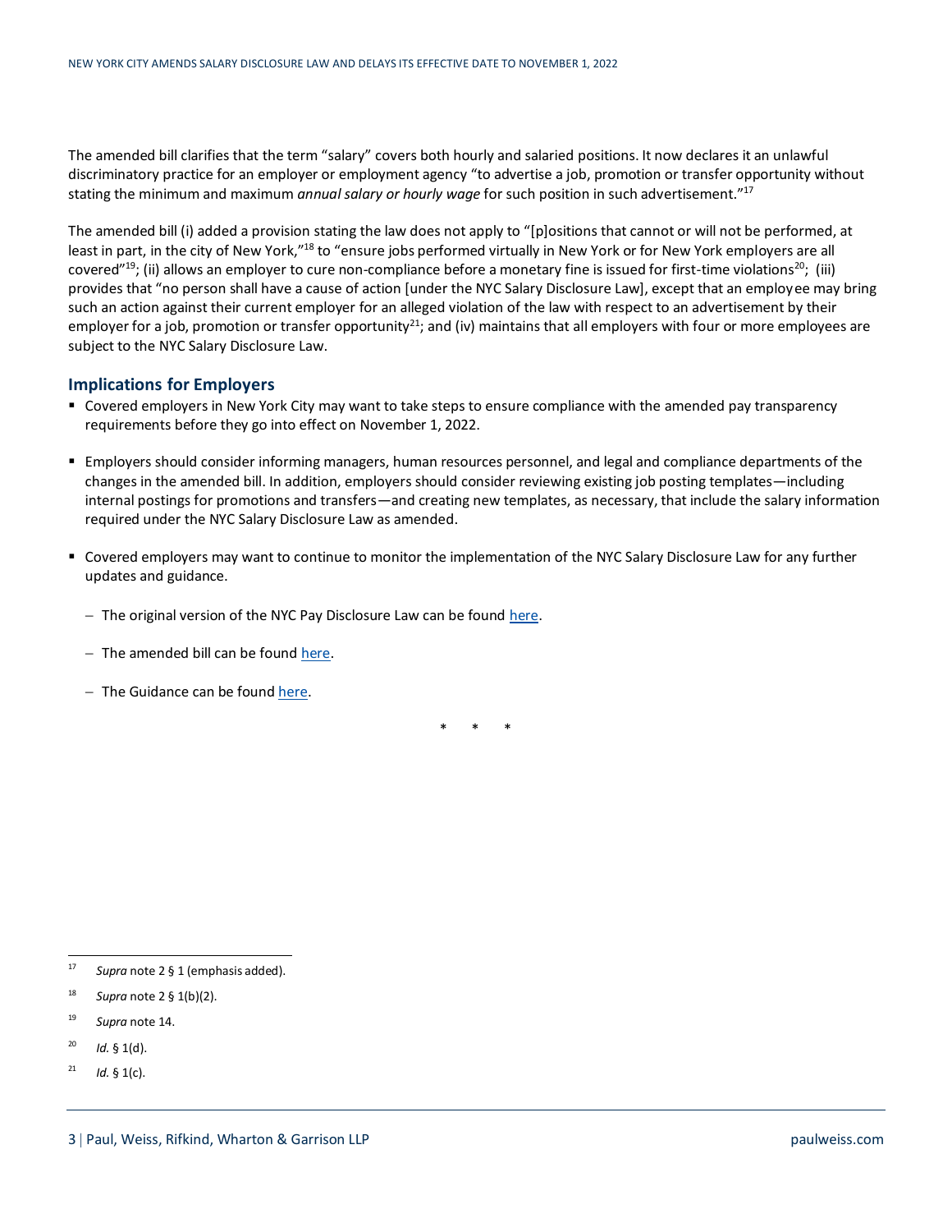The amended bill clarifies that the term "salary" covers both hourly and salaried positions. It now declares it an unlawful discriminatory practice for an employer or employment agency "to advertise a job, promotion or transfer opportunity without stating the minimum and maximum *annual salary or hourly wage* for such position in such advertisement."[17]

The amended bill (i) added a provision stating the law does not apply to "[p]ositions that cannot or will not be performed, at least in part, in the city of New York,"[18] to "ensure jobs performed virtually in New York or for New York employers are all covered"[19]; (ii) allows an employer to cure non-compliance before a monetary fine is issued for first-time violations[20]; (iii) provides that "no person shall have a cause of action [under the NYC Salary Disclosure Law], except that an employee may bring such an action against their current employer for an alleged violation of the law with respect to an advertisement by their employer for a job, promotion or transfer opportunity[21]; and (iv) maintains that all employers with four or more employees are subject to the NYC Salary Disclosure Law.

## Implications for Employers

- Covered employers in New York City may want to take steps to ensure compliance with the amended pay transparency requirements before they go into effect on November 1, 2022.
- Employers should consider informing managers, human resources personnel, and legal and compliance departments of the changes in the amended bill. In addition, employers should consider reviewing existing job posting templates—including internal postings for promotions and transfers—and creating new templates, as necessary, that include the salary information required under the NYC Salary Disclosure Law as amended.
- Covered employers may want to continue to monitor the implementation of the NYC Salary Disclosure Law for any further updates and guidance.
  - The original version of the NYC Pay Disclosure Law can be found here.
  - The amended bill can be found here.
  - The Guidance can be found here.

\* \* \*

[17] *Supra* note 2 § 1 (emphasis added).

[18] *Supra* note 2 § 1(b)(2).

[19] *Supra* note 14.

[20] *Id.* § 1(d).

[21] *Id.* § 1(c).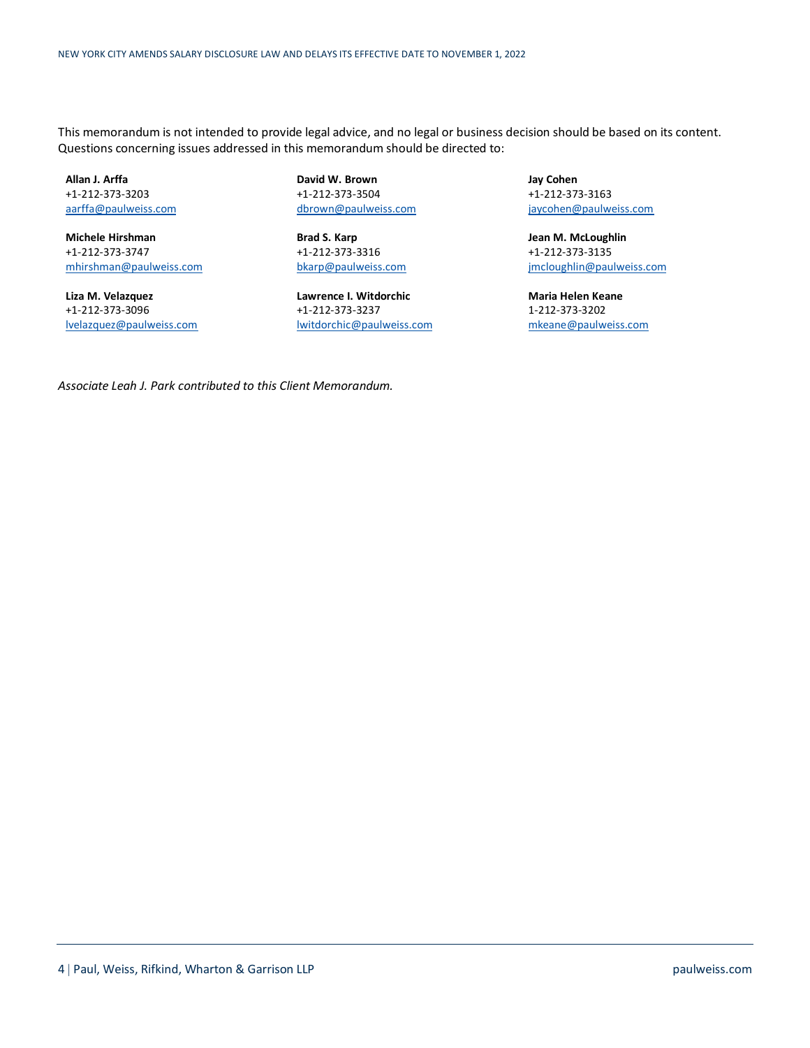This memorandum is not intended to provide legal advice, and no legal or business decision should be based on its content. Questions concerning issues addressed in this memorandum should be directed to:

**Allan J. Arffa**
+1-212-373-3203
aarffa@paulweiss.com

**David W. Brown**
+1-212-373-3504
dbrown@paulweiss.com

**Jay Cohen**
+1-212-373-3163
jaycohen@paulweiss.com

**Michele Hirshman**
+1-212-373-3747
mhirshman@paulweiss.com

**Brad S. Karp**
+1-212-373-3316
bkarp@paulweiss.com

**Jean M. McLoughlin**
+1-212-373-3135
jmcloughlin@paulweiss.com

**Liza M. Velazquez**
+1-212-373-3096
lvelazquez@paulweiss.com

**Lawrence I. Witdorchic**
+1-212-373-3237
lwitdorchic@paulweiss.com

**Maria Helen Keane**
1-212-373-3202
mkeane@paulweiss.com

*Associate Leah J. Park contributed to this Client Memorandum.*